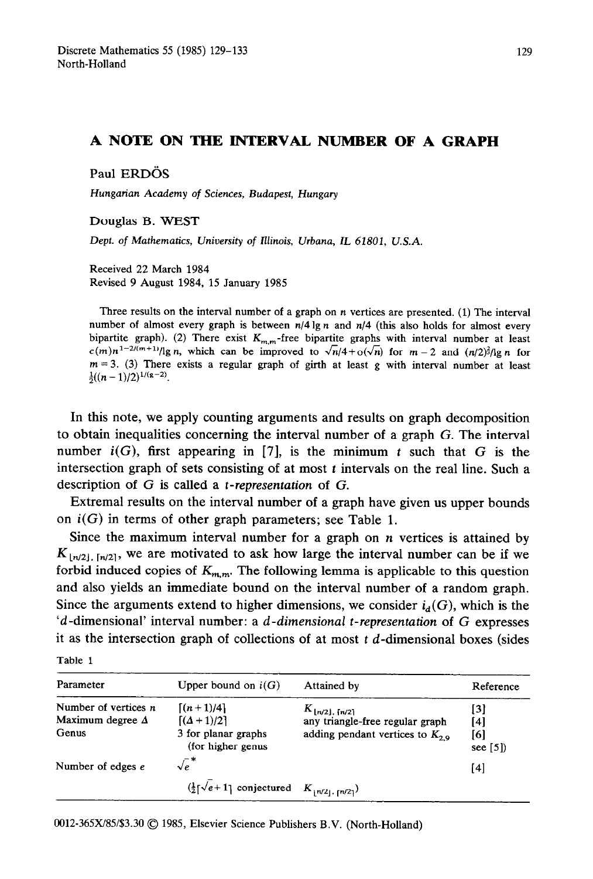# A NOTE ON THE INTERVAL NUMBER OF A GRAPH

Paul ERDÖS

*Hungarian Academy of Sciences, Budapest, Hungary*

Douglas B. WEST

*Dept. of Mathematics, University of Illinois, Urbana, IL 61801, U.S.A.*

Received 22 March 1984
Revised 9 August 1984, 15 January 1985

Three results on the interval number of a graph on $n$ vertices are presented. (1) The interval number of almost every graph is between $n/4 \lg n$ and $n/4$ (this also holds for almost every bipartite graph). (2) There exist $K_{m,m}$-free bipartite graphs with interval number at least $c(m)n^{1-2/(m+1)}/\lg n$, which can be improved to $\sqrt{n}/4 + o(\sqrt{n})$ for $m = 2$ and $(n/2)^{\frac{2}{3}}/\lg n$ for $m = 3$. (3) There exists a regular graph of girth at least $g$ with interval number at least $\frac{1}{2}((n-1)/2)^{1/(g-2)}$.

In this note, we apply counting arguments and results on graph decomposition to obtain inequalities concerning the interval number of a graph $G$. The interval number $i(G)$, first appearing in [7], is the minimum $t$ such that $G$ is the intersection graph of sets consisting of at most $t$ intervals on the real line. Such a description of $G$ is called a *t-representation* of $G$.

Extremal results on the interval number of a graph have given us upper bounds on $i(G)$ in terms of other graph parameters; see Table 1.

Since the maximum interval number for a graph on $n$ vertices is attained by $K_{\lfloor n/2 \rfloor, \lceil n/2 \rceil}$, we are motivated to ask how large the interval number can be if we forbid induced copies of $K_{m,m}$. The following lemma is applicable to this question and also yields an immediate bound on the interval number of a random graph. Since the arguments extend to higher dimensions, we consider $i_d(G)$, which is the '$d$-dimensional' interval number: a *$d$-dimensional $t$-representation* of $G$ expresses it as the intersection graph of collections of at most $t$ $d$-dimensional boxes (sides

Table 1

| Parameter | Upper bound on $i(G)$ | Attained by | Reference |
|---|---|---|---|
| Number of vertices $n$ | $\lceil (n+1)/4 \rceil$ | $K_{\lfloor n/2 \rfloor, \lceil n/2 \rceil}$ | [3] |
| Maximum degree $\Delta$ | $\lceil (\Delta+1)/2 \rceil$ | any triangle-free regular graph | [4] |
| Genus | 3 for planar graphs (for higher genus | adding pendant vertices to $K_{2,9}$ | [6] see [5]) |
| Number of edges $e$ | $\sqrt{e}^{*}$ | | [4] |
| | ($\frac{1}{2}\lceil \sqrt{e}+1 \rceil$ conjectured | $K_{\lfloor n/2 \rfloor, \lceil n/2 \rceil}$) | |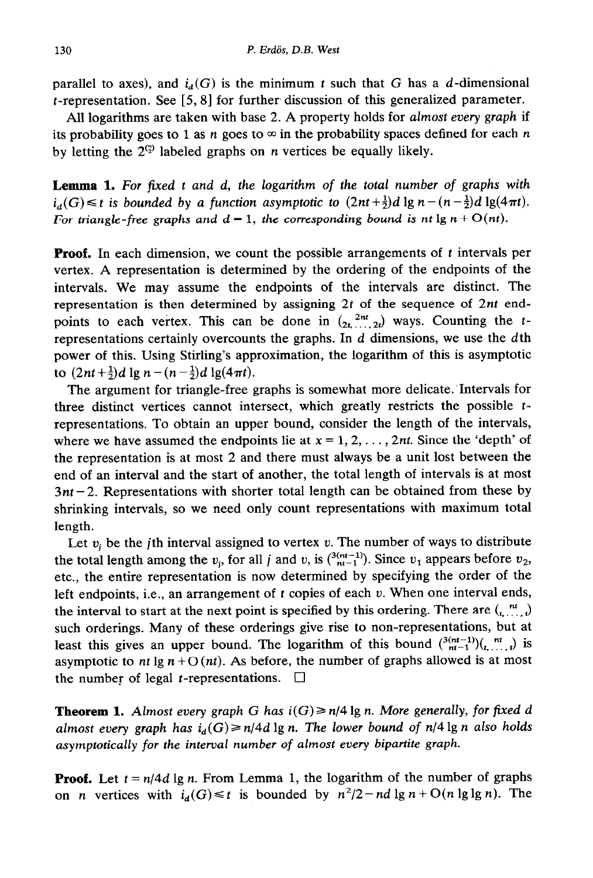parallel to axes), and $i_d(G)$ is the minimum $t$ such that $G$ has a $d$-dimensional $t$-representation. See [5, 8] for further discussion of this generalized parameter.

All logarithms are taken with base 2. A property holds for *almost every graph* if its probability goes to 1 as $n$ goes to $\infty$ in the probability spaces defined for each $n$ by letting the $2^{\binom{n}{2}}$ labeled graphs on $n$ vertices be equally likely.

**Lemma 1.** *For fixed $t$ and $d$, the logarithm of the total number of graphs with $i_d(G) \leq t$ is bounded by a function asymptotic to $(2nt + \frac{1}{2})d \lg n - (n - \frac{1}{2})d \lg(4\pi t)$. For triangle-free graphs and $d = 1$, the corresponding bound is $nt \lg n + O(nt)$.*

**Proof.** In each dimension, we count the possible arrangements of $t$ intervals per vertex. A representation is determined by the ordering of the endpoints of the intervals. We may assume the endpoints of the intervals are distinct. The representation is then determined by assigning $2t$ of the sequence of $2nt$ endpoints to each vertex. This can be done in $\binom{2nt}{2t, \ldots, 2t}$ ways. Counting the $t$-representations certainly overcounts the graphs. In $d$ dimensions, we use the $d$th power of this. Using Stirling's approximation, the logarithm of this is asymptotic to $(2nt + \frac{1}{2})d \lg n - (n - \frac{1}{2})d \lg(4\pi t)$.

The argument for triangle-free graphs is somewhat more delicate. Intervals for three distinct vertices cannot intersect, which greatly restricts the possible $t$-representations. To obtain an upper bound, consider the length of the intervals, where we have assumed the endpoints lie at $x = 1, 2, \ldots, 2nt$. Since the 'depth' of the representation is at most 2 and there must always be a unit lost between the end of an interval and the start of another, the total length of intervals is at most $3nt - 2$. Representations with shorter total length can be obtained from these by shrinking intervals, so we need only count representations with maximum total length.

Let $v_j$ be the $j$th interval assigned to vertex $v$. The number of ways to distribute the total length among the $v_j$, for all $j$ and $v$, is $\binom{3(nt-1)}{nt-1}$. Since $v_1$ appears before $v_2$, etc., the entire representation is now determined by specifying the order of the left endpoints, i.e., an arrangement of $t$ copies of each $v$. When one interval ends, the interval to start at the next point is specified by this ordering. There are $\binom{nt}{t, \ldots, t}$ such orderings. Many of these orderings give rise to non-representations, but at least this gives an upper bound. The logarithm of this bound $\binom{3(nt-1)}{nt-1}\binom{nt}{t, \ldots, t}$ is asymptotic to $nt \lg n + O(nt)$. As before, the number of graphs allowed is at most the number of legal $t$-representations. $\square$

**Theorem 1.** *Almost every graph $G$ has $i(G) \geq n/4 \lg n$. More generally, for fixed $d$ almost every graph has $i_d(G) \geq n/4d \lg n$. The lower bound of $n/4 \lg n$ also holds asymptotically for the interval number of almost every bipartite graph.*

**Proof.** Let $t = n/4d \lg n$. From Lemma 1, the logarithm of the number of graphs on $n$ vertices with $i_d(G) \leq t$ is bounded by $n^2/2 - nd \lg n + O(n \lg \lg n)$. The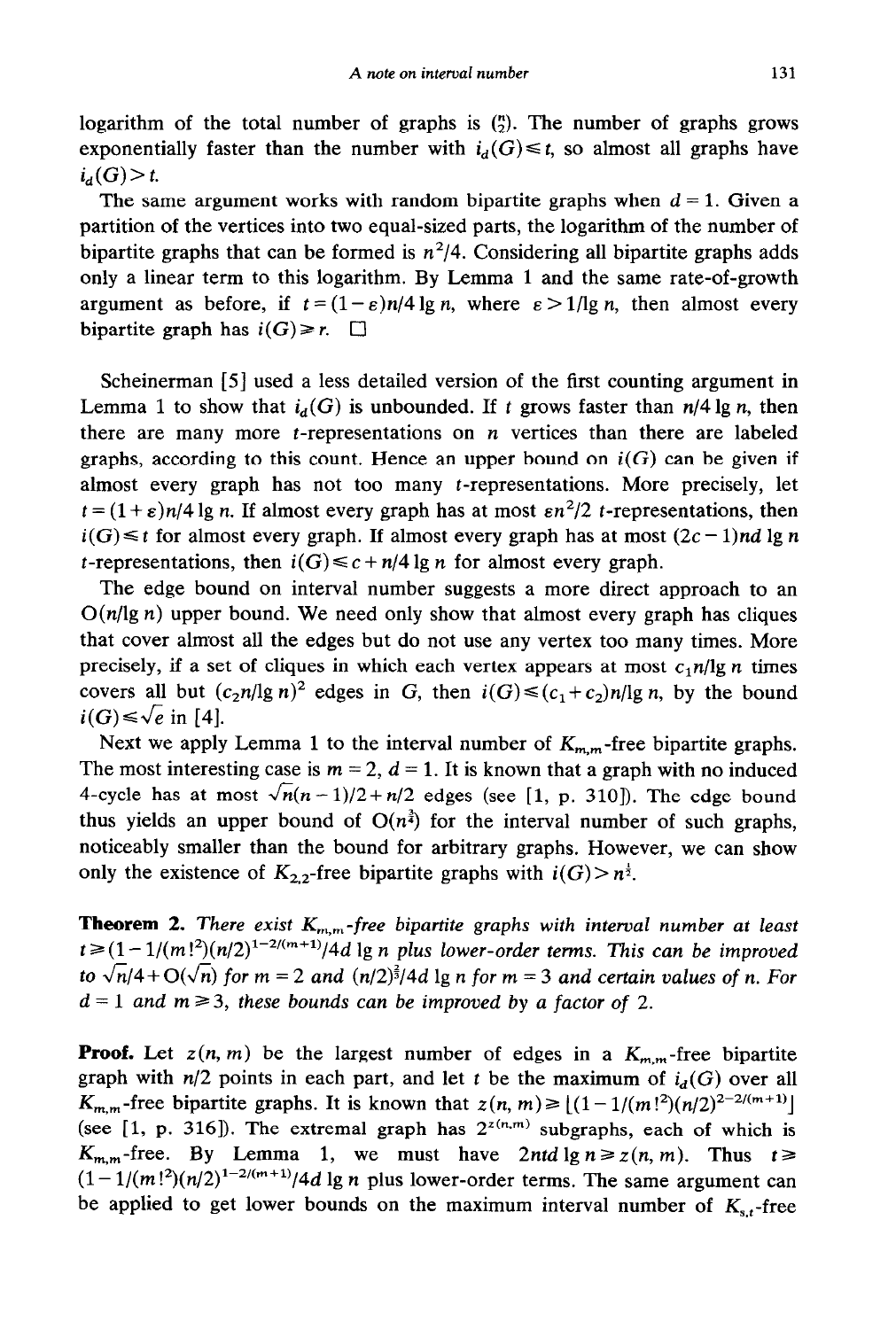logarithm of the total number of graphs is $\binom{n}{2}$. The number of graphs grows exponentially faster than the number with $i_d(G) \leq t$, so almost all graphs have $i_d(G) > t$.

The same argument works with random bipartite graphs when $d = 1$. Given a partition of the vertices into two equal-sized parts, the logarithm of the number of bipartite graphs that can be formed is $n^2/4$. Considering all bipartite graphs adds only a linear term to this logarithm. By Lemma 1 and the same rate-of-growth argument as before, if $t = (1-\varepsilon)n/4 \lg n$, where $\varepsilon > 1/\lg n$, then almost every bipartite graph has $i(G) \geq r$. □

Scheinerman [5] used a less detailed version of the first counting argument in Lemma 1 to show that $i_d(G)$ is unbounded. If $t$ grows faster than $n/4 \lg n$, then there are many more $t$-representations on $n$ vertices than there are labeled graphs, according to this count. Hence an upper bound on $i(G)$ can be given if almost every graph has not too many $t$-representations. More precisely, let $t = (1+\varepsilon)n/4 \lg n$. If almost every graph has at most $\varepsilon n^2/2$ $t$-representations, then $i(G) \leq t$ for almost every graph. If almost every graph has at most $(2c-1)nd \lg n$ $t$-representations, then $i(G) \leq c + n/4 \lg n$ for almost every graph.

The edge bound on interval number suggests a more direct approach to an $O(n/\lg n)$ upper bound. We need only show that almost every graph has cliques that cover almost all the edges but do not use any vertex too many times. More precisely, if a set of cliques in which each vertex appears at most $c_1 n/\lg n$ times covers all but $(c_2 n/\lg n)^2$ edges in $G$, then $i(G) \leq (c_1 + c_2)n/\lg n$, by the bound $i(G) \leq \sqrt{e}$ in [4].

Next we apply Lemma 1 to the interval number of $K_{m,m}$-free bipartite graphs. The most interesting case is $m = 2$, $d = 1$. It is known that a graph with no induced 4-cycle has at most $\sqrt{n}(n-1)/2 + n/2$ edges (see [1, p. 310]). The edge bound thus yields an upper bound of $O(n^{\frac{3}{4}})$ for the interval number of such graphs, noticeably smaller than the bound for arbitrary graphs. However, we can show only the existence of $K_{2,2}$-free bipartite graphs with $i(G) > n^{\frac{1}{2}}$.

**Theorem 2.** *There exist $K_{m,m}$-free bipartite graphs with interval number at least $t \geq (1 - 1/(m!^2)(n/2)^{1-2/(m+1)}/4d \lg n$ plus lower-order terms. This can be improved to $\sqrt{n}/4 + O(\sqrt{n})$ for $m = 2$ and $(n/2)^{\frac{2}{3}}/4d \lg n$ for $m = 3$ and certain values of $n$. For $d = 1$ and $m \geq 3$, these bounds can be improved by a factor of 2.*

**Proof.** Let $z(n, m)$ be the largest number of edges in a $K_{m,m}$-free bipartite graph with $n/2$ points in each part, and let $t$ be the maximum of $i_d(G)$ over all $K_{m,m}$-free bipartite graphs. It is known that $z(n, m) \geq \lfloor (1 - 1/(m!^2)(n/2)^{2-2/(m+1)} \rfloor$ (see [1, p. 316]). The extremal graph has $2^{z(n,m)}$ subgraphs, each of which is $K_{m,m}$-free. By Lemma 1, we must have $2ntd \lg n \geq z(n, m)$. Thus $t \geq (1 - 1/(m!^2)(n/2)^{1-2/(m+1)}/4d \lg n$ plus lower-order terms. The same argument can be applied to get lower bounds on the maximum interval number of $K_{s,t}$-free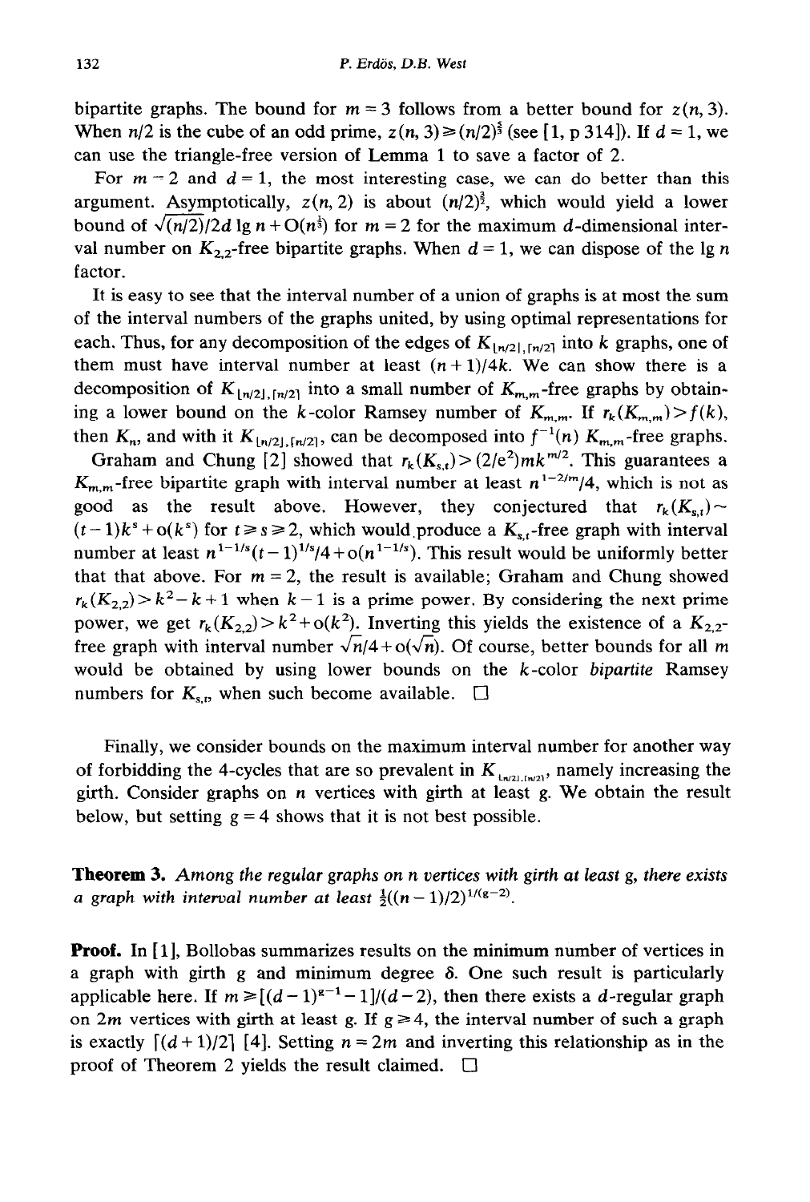bipartite graphs. The bound for $m = 3$ follows from a better bound for $z(n, 3)$. When $n/2$ is the cube of an odd prime, $z(n, 3) \geq (n/2)^{\frac{5}{3}}$ (see [1, p 314]). If $d = 1$, we can use the triangle-free version of Lemma 1 to save a factor of 2.

For $m = 2$ and $d = 1$, the most interesting case, we can do better than this argument. Asymptotically, $z(n, 2)$ is about $(n/2)^{\frac{3}{2}}$, which would yield a lower bound of $\sqrt{(n/2)}/2d \lg n + O(n^{\frac{1}{3}})$ for $m = 2$ for the maximum $d$-dimensional interval number on $K_{2,2}$-free bipartite graphs. When $d = 1$, we can dispose of the $\lg n$ factor.

It is easy to see that the interval number of a union of graphs is at most the sum of the interval numbers of the graphs united, by using optimal representations for each. Thus, for any decomposition of the edges of $K_{\lfloor n/2 \rfloor, \lceil n/2 \rceil}$ into $k$ graphs, one of them must have interval number at least $(n+1)/4k$. We can show there is a decomposition of $K_{\lfloor n/2 \rfloor, \lceil n/2 \rceil}$ into a small number of $K_{m,m}$-free graphs by obtaining a lower bound on the $k$-color Ramsey number of $K_{m,m}$. If $r_k(K_{m,m}) > f(k)$, then $K_n$, and with it $K_{\lfloor n/2 \rfloor, \lceil n/2 \rceil}$, can be decomposed into $f^{-1}(n)$ $K_{m,m}$-free graphs.

Graham and Chung [2] showed that $r_k(K_{s,t}) > (2/e^2)mk^{m/2}$. This guarantees a $K_{m,m}$-free bipartite graph with interval number at least $n^{1-2/m}/4$, which is not as good as the result above. However, they conjectured that $r_k(K_{s,t}) \sim (t-1)k^s + o(k^s)$ for $t \geq s \geq 2$, which would produce a $K_{s,t}$-free graph with interval number at least $n^{1-1/s}(t-1)^{1/s}/4 + o(n^{1-1/s})$. This result would be uniformly better that that above. For $m = 2$, the result is available; Graham and Chung showed $r_k(K_{2,2}) > k^2 - k + 1$ when $k-1$ is a prime power. By considering the next prime power, we get $r_k(K_{2,2}) > k^2 + o(k^2)$. Inverting this yields the existence of a $K_{2,2}$-free graph with interval number $\sqrt{n}/4 + o(\sqrt{n})$. Of course, better bounds for all $m$ would be obtained by using lower bounds on the $k$-color *bipartite* Ramsey numbers for $K_{s,t}$, when such become available. □

Finally, we consider bounds on the maximum interval number for another way of forbidding the 4-cycles that are so prevalent in $K_{\lfloor n/2 \rfloor, \lceil n/2 \rceil}$, namely increasing the girth. Consider graphs on $n$ vertices with girth at least $g$. We obtain the result below, but setting $g = 4$ shows that it is not best possible.

**Theorem 3.** *Among the regular graphs on n vertices with girth at least g, there exists a graph with interval number at least* $\frac{1}{2}((n-1)/2)^{1/(g-2)}$.

**Proof.** In [1], Bollobas summarizes results on the minimum number of vertices in a graph with girth $g$ and minimum degree $\delta$. One such result is particularly applicable here. If $m \geq [(d-1)^{g-1} - 1]/(d-2)$, then there exists a $d$-regular graph on $2m$ vertices with girth at least $g$. If $g \geq 4$, the interval number of such a graph is exactly $\lceil (d+1)/2 \rceil$ [4]. Setting $n = 2m$ and inverting this relationship as in the proof of Theorem 2 yields the result claimed. □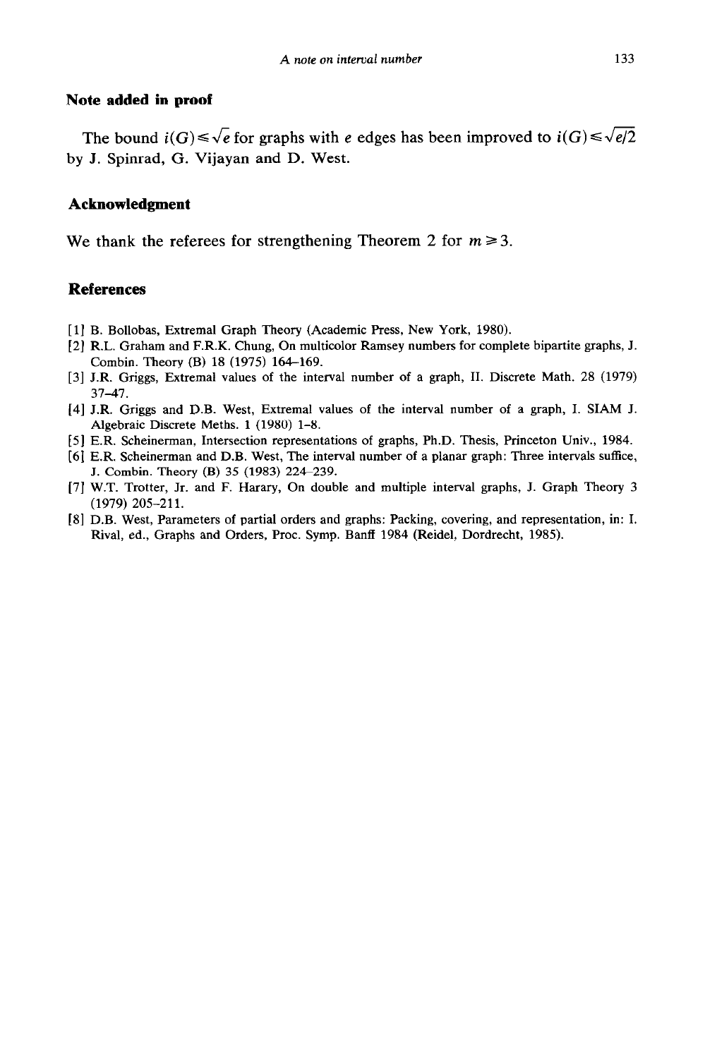## Note added in proof

The bound $i(G) \leq \sqrt{e}$ for graphs with $e$ edges has been improved to $i(G) \leq \sqrt{e/2}$ by J. Spinrad, G. Vijayan and D. West.

## Acknowledgment

We thank the referees for strengthening Theorem 2 for $m \geq 3$.

## References

[1] B. Bollobas, Extremal Graph Theory (Academic Press, New York, 1980).

[2] R.L. Graham and F.R.K. Chung, On multicolor Ramsey numbers for complete bipartite graphs, J. Combin. Theory (B) 18 (1975) 164–169.

[3] J.R. Griggs, Extremal values of the interval number of a graph, II. Discrete Math. 28 (1979) 37–47.

[4] J.R. Griggs and D.B. West, Extremal values of the interval number of a graph, I. SIAM J. Algebraic Discrete Meths. 1 (1980) 1–8.

[5] E.R. Scheinerman, Intersection representations of graphs, Ph.D. Thesis, Princeton Univ., 1984.

[6] E.R. Scheinerman and D.B. West, The interval number of a planar graph: Three intervals suffice, J. Combin. Theory (B) 35 (1983) 224–239.

[7] W.T. Trotter, Jr. and F. Harary, On double and multiple interval graphs, J. Graph Theory 3 (1979) 205–211.

[8] D.B. West, Parameters of partial orders and graphs: Packing, covering, and representation, in: I. Rival, ed., Graphs and Orders, Proc. Symp. Banff 1984 (Reidel, Dordrecht, 1985).